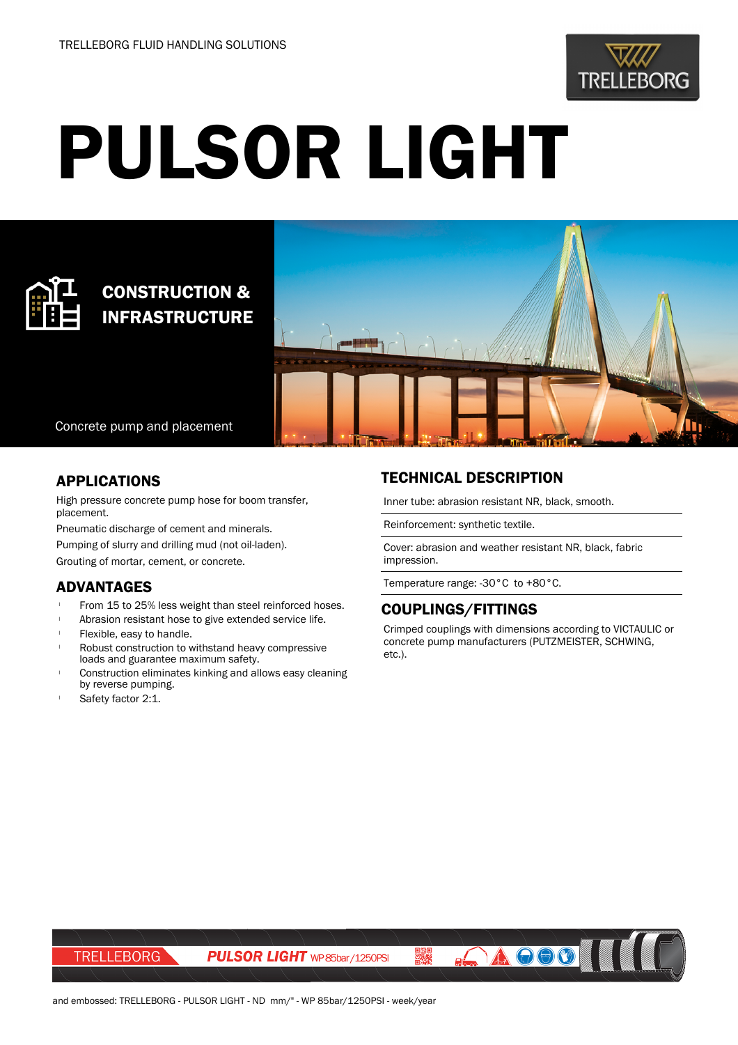TRELLEBORG FLUID HANDLING SOLUTIONS

# PULSOR LIGHT

## CONSTRUCTION & INFRASTRUCTURE

Concrete pump and placement

## APPLICATIONS

High pressure concrete pump hose for boom transfer, placement.

Pneumatic discharge of cement and minerals.

Pumping of slurry and drilling mud (not oil-laden).

Grouting of mortar, cement, or concrete.

## ADVANTAGES

- From 15 to 25% less weight than steel reinforced hoses.
- Abrasion resistant hose to give extended service life.
- Flexible, easy to handle.
- Robust construction to withstand heavy compressive loads and guarantee maximum safety.
- Construction eliminates kinking and allows easy cleaning by reverse pumping.
- Safety factor 2:1.

## TECHNICAL DESCRIPTION

Inner tube: abrasion resistant NR, black, smooth.

Reinforcement: synthetic textile.

Cover: abrasion and weather resistant NR, black, fabric impression.

Temperature range: -30°C to +80°C.

## COUPLINGS/FITTINGS

Crimped couplings with dimensions according to VICTAULIC or concrete pump manufacturers (PUTZMEISTER, SCHWING, etc.).

TRELLEBORG PULSOR LIGHT WP 85bar/1250PSI

and embossed: TRELLEBORG - PULSOR LIGHT - ND mm/" - WP 85bar/1250PSI - week/year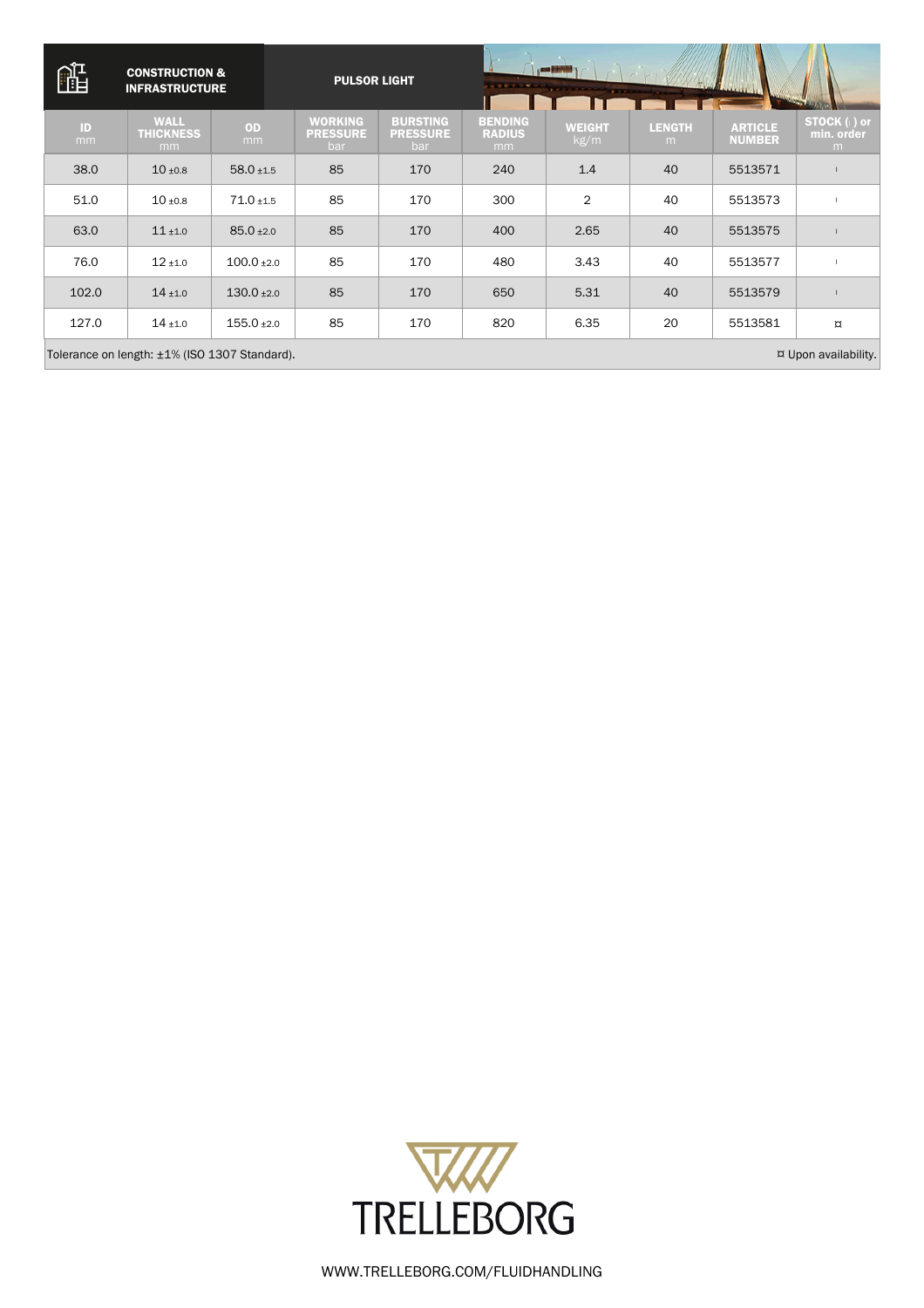**CONSTRUCTION & INFRASTRUCTURE**

**PULSOR LIGHT**

| ID mm | WALL THICKNESS mm | OD mm | WORKING PRESSURE bar | BURSTING PRESSURE bar | BENDING RADIUS mm | WEIGHT kg/m | LENGTH m | ARTICLE NUMBER | STOCK (ˈ) or min. order m |
|---|---|---|---|---|---|---|---|---|---|
| 38.0 | 10 ±0.8 | 58.0 ±1.5 | 85 | 170 | 240 | 1.4 | 40 | 5513571 | ˈ |
| 51.0 | 10 ±0.8 | 71.0 ±1.5 | 85 | 170 | 300 | 2 | 40 | 5513573 | ˈ |
| 63.0 | 11 ±1.0 | 85.0 ±2.0 | 85 | 170 | 400 | 2.65 | 40 | 5513575 | ˈ |
| 76.0 | 12 ±1.0 | 100.0 ±2.0 | 85 | 170 | 480 | 3.43 | 40 | 5513577 | ˈ |
| 102.0 | 14 ±1.0 | 130.0 ±2.0 | 85 | 170 | 650 | 5.31 | 40 | 5513579 | ˈ |
| 127.0 | 14 ±1.0 | 155.0 ±2.0 | 85 | 170 | 820 | 6.35 | 20 | 5513581 | ¤ |

Tolerance on length: ±1% (ISO 1307 Standard).

¤ Upon availability.

TRELLEBORG

WWW.TRELLEBORG.COM/FLUIDHANDLING